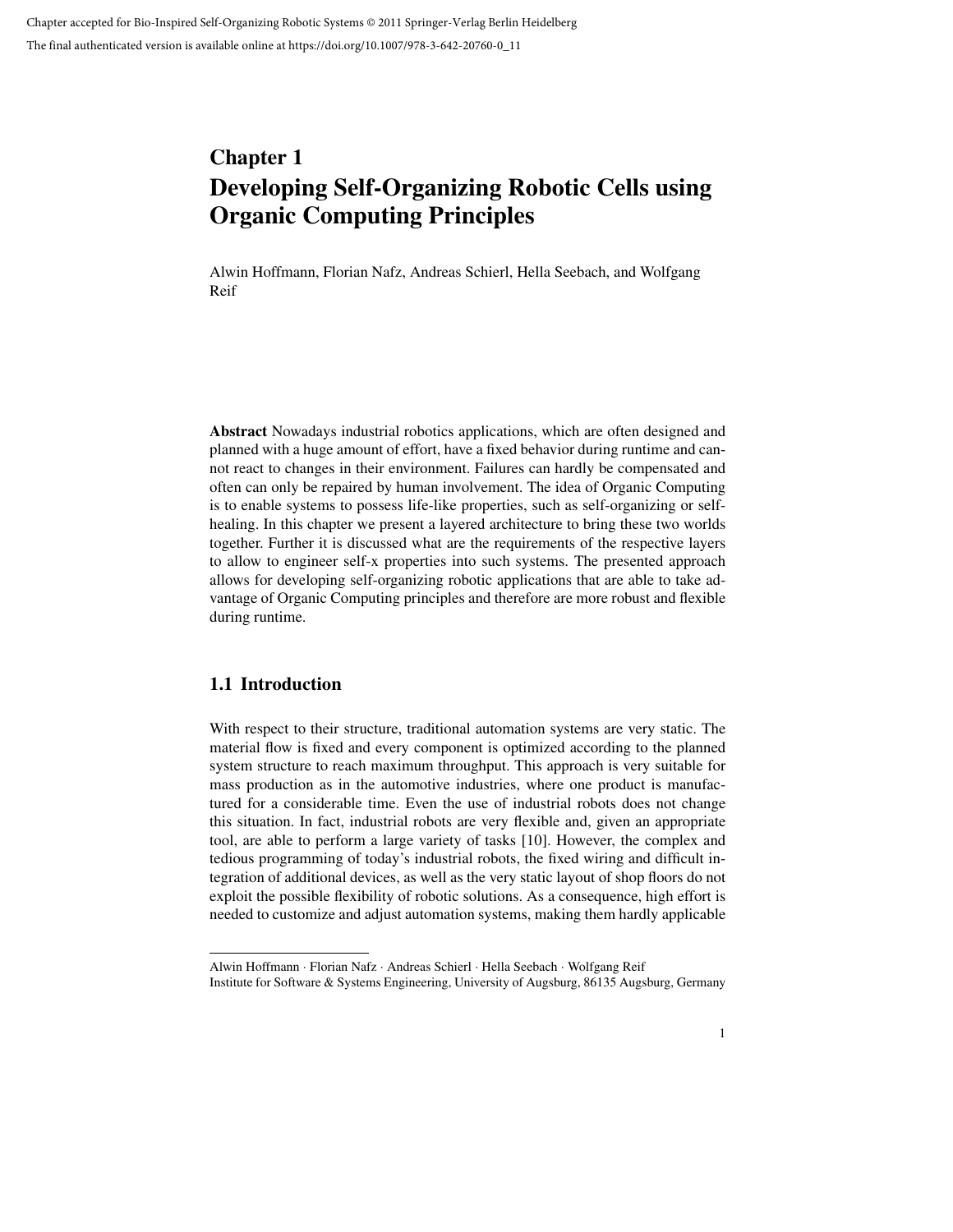Chapter accepted for Bio-Inspired Self-Organizing Robotic Systems © 2011 Springer-Verlag Berlin Heidelberg

The final authenticated version is available online at https://doi.org/10.1007/978-3-642-20760-0_11

# Chapter 1
# Developing Self-Organizing Robotic Cells using Organic Computing Principles

Alwin Hoffmann, Florian Nafz, Andreas Schierl, Hella Seebach, and Wolfgang Reif

**Abstract** Nowadays industrial robotics applications, which are often designed and planned with a huge amount of effort, have a fixed behavior during runtime and cannot react to changes in their environment. Failures can hardly be compensated and often can only be repaired by human involvement. The idea of Organic Computing is to enable systems to possess life-like properties, such as self-organizing or self-healing. In this chapter we present a layered architecture to bring these two worlds together. Further it is discussed what are the requirements of the respective layers to allow to engineer self-x properties into such systems. The presented approach allows for developing self-organizing robotic applications that are able to take advantage of Organic Computing principles and therefore are more robust and flexible during runtime.

## 1.1 Introduction

With respect to their structure, traditional automation systems are very static. The material flow is fixed and every component is optimized according to the planned system structure to reach maximum throughput. This approach is very suitable for mass production as in the automotive industries, where one product is manufactured for a considerable time. Even the use of industrial robots does not change this situation. In fact, industrial robots are very flexible and, given an appropriate tool, are able to perform a large variety of tasks [10]. However, the complex and tedious programming of today's industrial robots, the fixed wiring and difficult integration of additional devices, as well as the very static layout of shop floors do not exploit the possible flexibility of robotic solutions. As a consequence, high effort is needed to customize and adjust automation systems, making them hardly applicable

---

Alwin Hoffmann · Florian Nafz · Andreas Schierl · Hella Seebach · Wolfgang Reif
Institute for Software & Systems Engineering, University of Augsburg, 86135 Augsburg, Germany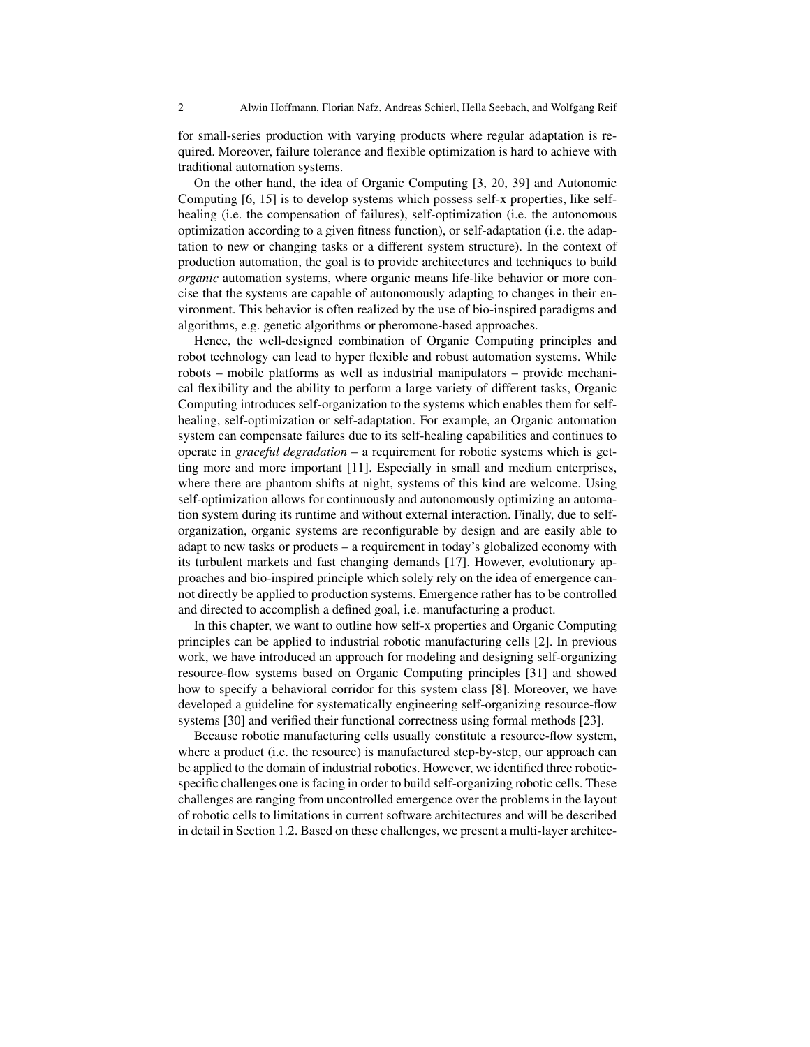for small-series production with varying products where regular adaptation is required. Moreover, failure tolerance and flexible optimization is hard to achieve with traditional automation systems.

On the other hand, the idea of Organic Computing [3, 20, 39] and Autonomic Computing [6, 15] is to develop systems which possess self-x properties, like self-healing (i.e. the compensation of failures), self-optimization (i.e. the autonomous optimization according to a given fitness function), or self-adaptation (i.e. the adaptation to new or changing tasks or a different system structure). In the context of production automation, the goal is to provide architectures and techniques to build *organic* automation systems, where organic means life-like behavior or more concise that the systems are capable of autonomously adapting to changes in their environment. This behavior is often realized by the use of bio-inspired paradigms and algorithms, e.g. genetic algorithms or pheromone-based approaches.

Hence, the well-designed combination of Organic Computing principles and robot technology can lead to hyper flexible and robust automation systems. While robots – mobile platforms as well as industrial manipulators – provide mechanical flexibility and the ability to perform a large variety of different tasks, Organic Computing introduces self-organization to the systems which enables them for self-healing, self-optimization or self-adaptation. For example, an Organic automation system can compensate failures due to its self-healing capabilities and continues to operate in *graceful degradation* – a requirement for robotic systems which is getting more and more important [11]. Especially in small and medium enterprises, where there are phantom shifts at night, systems of this kind are welcome. Using self-optimization allows for continuously and autonomously optimizing an automation system during its runtime and without external interaction. Finally, due to self-organization, organic systems are reconfigurable by design and are easily able to adapt to new tasks or products – a requirement in today's globalized economy with its turbulent markets and fast changing demands [17]. However, evolutionary approaches and bio-inspired principle which solely rely on the idea of emergence cannot directly be applied to production systems. Emergence rather has to be controlled and directed to accomplish a defined goal, i.e. manufacturing a product.

In this chapter, we want to outline how self-x properties and Organic Computing principles can be applied to industrial robotic manufacturing cells [2]. In previous work, we have introduced an approach for modeling and designing self-organizing resource-flow systems based on Organic Computing principles [31] and showed how to specify a behavioral corridor for this system class [8]. Moreover, we have developed a guideline for systematically engineering self-organizing resource-flow systems [30] and verified their functional correctness using formal methods [23].

Because robotic manufacturing cells usually constitute a resource-flow system, where a product (i.e. the resource) is manufactured step-by-step, our approach can be applied to the domain of industrial robotics. However, we identified three robotic-specific challenges one is facing in order to build self-organizing robotic cells. These challenges are ranging from uncontrolled emergence over the problems in the layout of robotic cells to limitations in current software architectures and will be described in detail in Section 1.2. Based on these challenges, we present a multi-layer architec-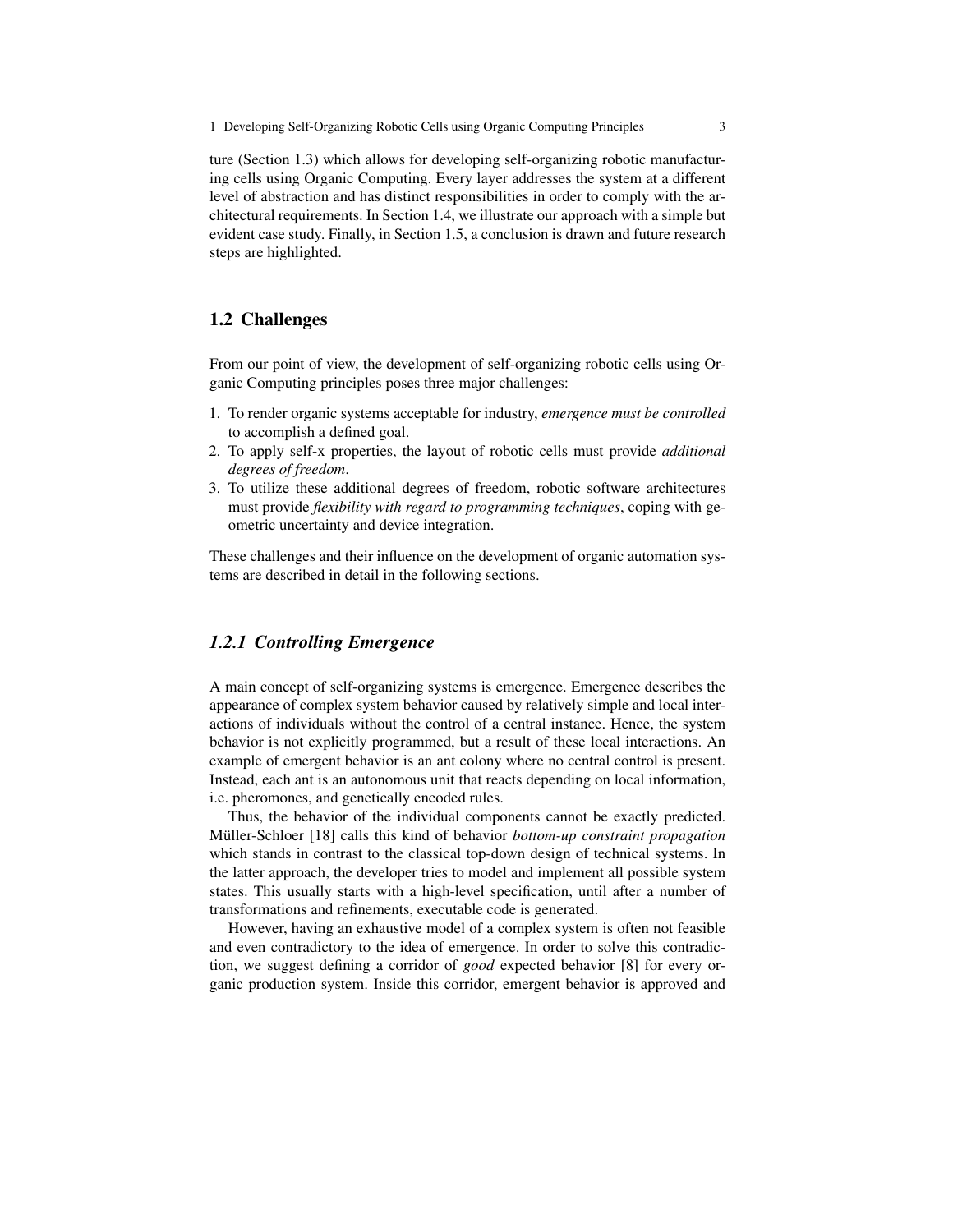ture (Section 1.3) which allows for developing self-organizing robotic manufacturing cells using Organic Computing. Every layer addresses the system at a different level of abstraction and has distinct responsibilities in order to comply with the architectural requirements. In Section 1.4, we illustrate our approach with a simple but evident case study. Finally, in Section 1.5, a conclusion is drawn and future research steps are highlighted.

## 1.2 Challenges

From our point of view, the development of self-organizing robotic cells using Organic Computing principles poses three major challenges:

1. To render organic systems acceptable for industry, *emergence must be controlled* to accomplish a defined goal.
2. To apply self-x properties, the layout of robotic cells must provide *additional degrees of freedom*.
3. To utilize these additional degrees of freedom, robotic software architectures must provide *flexibility with regard to programming techniques*, coping with geometric uncertainty and device integration.

These challenges and their influence on the development of organic automation systems are described in detail in the following sections.

### *1.2.1 Controlling Emergence*

A main concept of self-organizing systems is emergence. Emergence describes the appearance of complex system behavior caused by relatively simple and local interactions of individuals without the control of a central instance. Hence, the system behavior is not explicitly programmed, but a result of these local interactions. An example of emergent behavior is an ant colony where no central control is present. Instead, each ant is an autonomous unit that reacts depending on local information, i.e. pheromones, and genetically encoded rules.

Thus, the behavior of the individual components cannot be exactly predicted. Müller-Schloer [18] calls this kind of behavior *bottom-up constraint propagation* which stands in contrast to the classical top-down design of technical systems. In the latter approach, the developer tries to model and implement all possible system states. This usually starts with a high-level specification, until after a number of transformations and refinements, executable code is generated.

However, having an exhaustive model of a complex system is often not feasible and even contradictory to the idea of emergence. In order to solve this contradiction, we suggest defining a corridor of *good* expected behavior [8] for every organic production system. Inside this corridor, emergent behavior is approved and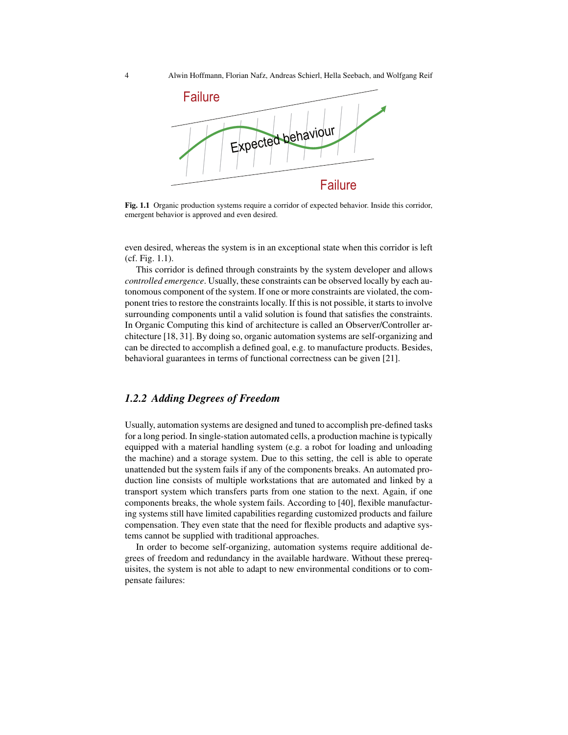Fig. 1.1 Organic production systems require a corridor of expected behavior. Inside this corridor, emergent behavior is approved and even desired.

even desired, whereas the system is in an exceptional state when this corridor is left (cf. Fig. 1.1).

This corridor is defined through constraints by the system developer and allows *controlled emergence*. Usually, these constraints can be observed locally by each autonomous component of the system. If one or more constraints are violated, the component tries to restore the constraints locally. If this is not possible, it starts to involve surrounding components until a valid solution is found that satisfies the constraints. In Organic Computing this kind of architecture is called an Observer/Controller architecture [18, 31]. By doing so, organic automation systems are self-organizing and can be directed to accomplish a defined goal, e.g. to manufacture products. Besides, behavioral guarantees in terms of functional correctness can be given [21].

### 1.2.2 Adding Degrees of Freedom

Usually, automation systems are designed and tuned to accomplish pre-defined tasks for a long period. In single-station automated cells, a production machine is typically equipped with a material handling system (e.g. a robot for loading and unloading the machine) and a storage system. Due to this setting, the cell is able to operate unattended but the system fails if any of the components breaks. An automated production line consists of multiple workstations that are automated and linked by a transport system which transfers parts from one station to the next. Again, if one components breaks, the whole system fails. According to [40], flexible manufacturing systems still have limited capabilities regarding customized products and failure compensation. They even state that the need for flexible products and adaptive systems cannot be supplied with traditional approaches.

In order to become self-organizing, automation systems require additional degrees of freedom and redundancy in the available hardware. Without these prerequisites, the system is not able to adapt to new environmental conditions or to compensate failures: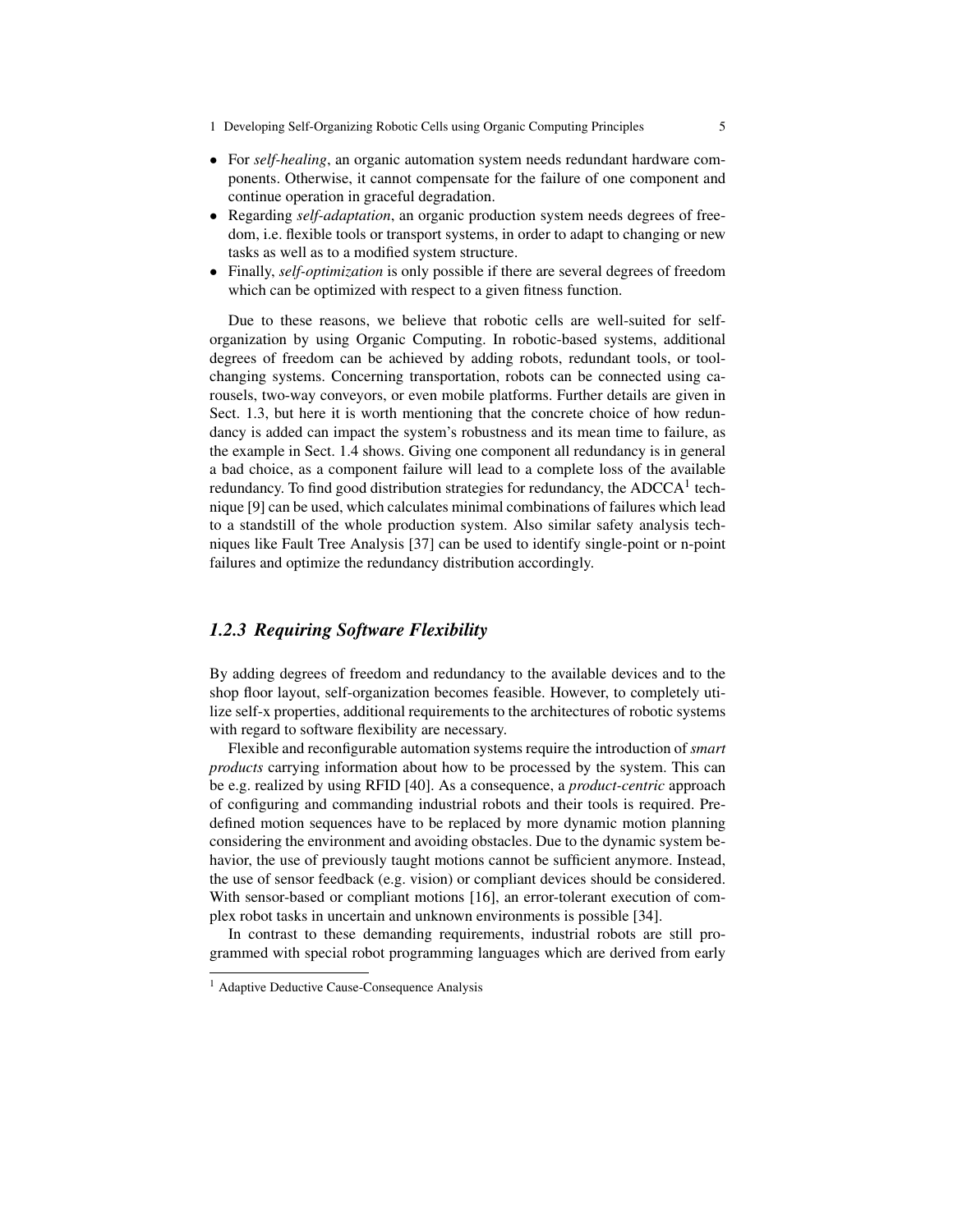- For *self-healing*, an organic automation system needs redundant hardware components. Otherwise, it cannot compensate for the failure of one component and continue operation in graceful degradation.
- Regarding *self-adaptation*, an organic production system needs degrees of freedom, i.e. flexible tools or transport systems, in order to adapt to changing or new tasks as well as to a modified system structure.
- Finally, *self-optimization* is only possible if there are several degrees of freedom which can be optimized with respect to a given fitness function.

Due to these reasons, we believe that robotic cells are well-suited for self-organization by using Organic Computing. In robotic-based systems, additional degrees of freedom can be achieved by adding robots, redundant tools, or tool-changing systems. Concerning transportation, robots can be connected using carousels, two-way conveyors, or even mobile platforms. Further details are given in Sect. 1.3, but here it is worth mentioning that the concrete choice of how redundancy is added can impact the system's robustness and its mean time to failure, as the example in Sect. 1.4 shows. Giving one component all redundancy is in general a bad choice, as a component failure will lead to a complete loss of the available redundancy. To find good distribution strategies for redundancy, the ADCCA[1] technique [9] can be used, which calculates minimal combinations of failures which lead to a standstill of the whole production system. Also similar safety analysis techniques like Fault Tree Analysis [37] can be used to identify single-point or n-point failures and optimize the redundancy distribution accordingly.

### *1.2.3 Requiring Software Flexibility*

By adding degrees of freedom and redundancy to the available devices and to the shop floor layout, self-organization becomes feasible. However, to completely utilize self-x properties, additional requirements to the architectures of robotic systems with regard to software flexibility are necessary.

Flexible and reconfigurable automation systems require the introduction of *smart products* carrying information about how to be processed by the system. This can be e.g. realized by using RFID [40]. As a consequence, a *product-centric* approach of configuring and commanding industrial robots and their tools is required. Predefined motion sequences have to be replaced by more dynamic motion planning considering the environment and avoiding obstacles. Due to the dynamic system behavior, the use of previously taught motions cannot be sufficient anymore. Instead, the use of sensor feedback (e.g. vision) or compliant devices should be considered. With sensor-based or compliant motions [16], an error-tolerant execution of complex robot tasks in uncertain and unknown environments is possible [34].

In contrast to these demanding requirements, industrial robots are still programmed with special robot programming languages which are derived from early

[1] Adaptive Deductive Cause-Consequence Analysis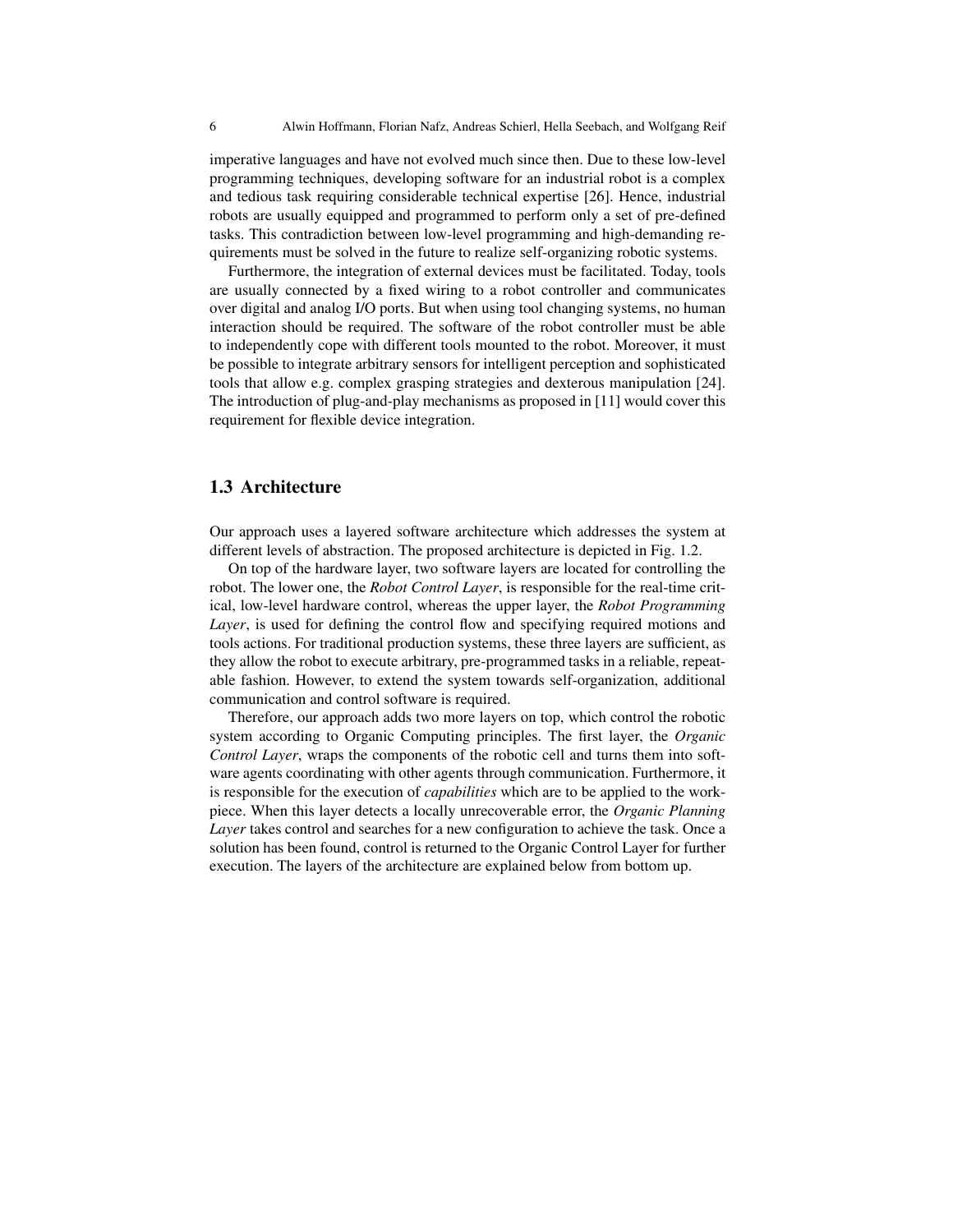imperative languages and have not evolved much since then. Due to these low-level programming techniques, developing software for an industrial robot is a complex and tedious task requiring considerable technical expertise [26]. Hence, industrial robots are usually equipped and programmed to perform only a set of pre-defined tasks. This contradiction between low-level programming and high-demanding requirements must be solved in the future to realize self-organizing robotic systems.

Furthermore, the integration of external devices must be facilitated. Today, tools are usually connected by a fixed wiring to a robot controller and communicates over digital and analog I/O ports. But when using tool changing systems, no human interaction should be required. The software of the robot controller must be able to independently cope with different tools mounted to the robot. Moreover, it must be possible to integrate arbitrary sensors for intelligent perception and sophisticated tools that allow e.g. complex grasping strategies and dexterous manipulation [24]. The introduction of plug-and-play mechanisms as proposed in [11] would cover this requirement for flexible device integration.

## 1.3 Architecture

Our approach uses a layered software architecture which addresses the system at different levels of abstraction. The proposed architecture is depicted in Fig. 1.2.

On top of the hardware layer, two software layers are located for controlling the robot. The lower one, the *Robot Control Layer*, is responsible for the real-time critical, low-level hardware control, whereas the upper layer, the *Robot Programming Layer*, is used for defining the control flow and specifying required motions and tools actions. For traditional production systems, these three layers are sufficient, as they allow the robot to execute arbitrary, pre-programmed tasks in a reliable, repeatable fashion. However, to extend the system towards self-organization, additional communication and control software is required.

Therefore, our approach adds two more layers on top, which control the robotic system according to Organic Computing principles. The first layer, the *Organic Control Layer*, wraps the components of the robotic cell and turns them into software agents coordinating with other agents through communication. Furthermore, it is responsible for the execution of *capabilities* which are to be applied to the workpiece. When this layer detects a locally unrecoverable error, the *Organic Planning Layer* takes control and searches for a new configuration to achieve the task. Once a solution has been found, control is returned to the Organic Control Layer for further execution. The layers of the architecture are explained below from bottom up.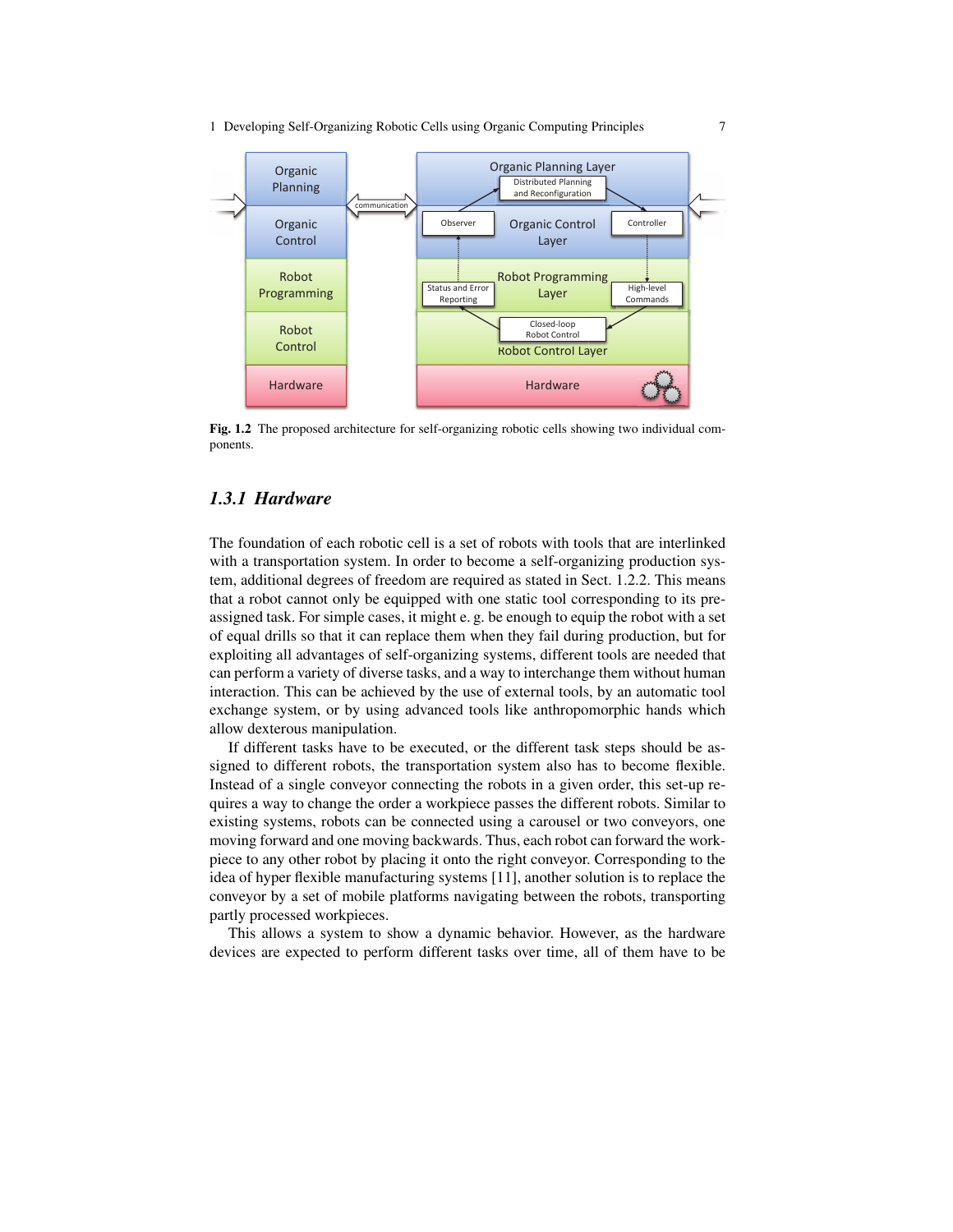Organic Planning

Organic Control

Robot Programming

Robot Control

Hardware

communication

Organic Planning Layer

Distributed Planning and Reconfiguration

Observer

Organic Control Layer

Controller

Status and Error Reporting

Robot Programming Layer

High-level Commands

Closed-loop Robot Control

Robot Control Layer

Hardware

**Fig. 1.2** The proposed architecture for self-organizing robotic cells showing two individual components.

### *1.3.1 Hardware*

The foundation of each robotic cell is a set of robots with tools that are interlinked with a transportation system. In order to become a self-organizing production system, additional degrees of freedom are required as stated in Sect. 1.2.2. This means that a robot cannot only be equipped with one static tool corresponding to its preassigned task. For simple cases, it might e. g. be enough to equip the robot with a set of equal drills so that it can replace them when they fail during production, but for exploiting all advantages of self-organizing systems, different tools are needed that can perform a variety of diverse tasks, and a way to interchange them without human interaction. This can be achieved by the use of external tools, by an automatic tool exchange system, or by using advanced tools like anthropomorphic hands which allow dexterous manipulation.

If different tasks have to be executed, or the different task steps should be assigned to different robots, the transportation system also has to become flexible. Instead of a single conveyor connecting the robots in a given order, this set-up requires a way to change the order a workpiece passes the different robots. Similar to existing systems, robots can be connected using a carousel or two conveyors, one moving forward and one moving backwards. Thus, each robot can forward the workpiece to any other robot by placing it onto the right conveyor. Corresponding to the idea of hyper flexible manufacturing systems [11], another solution is to replace the conveyor by a set of mobile platforms navigating between the robots, transporting partly processed workpieces.

This allows a system to show a dynamic behavior. However, as the hardware devices are expected to perform different tasks over time, all of them have to be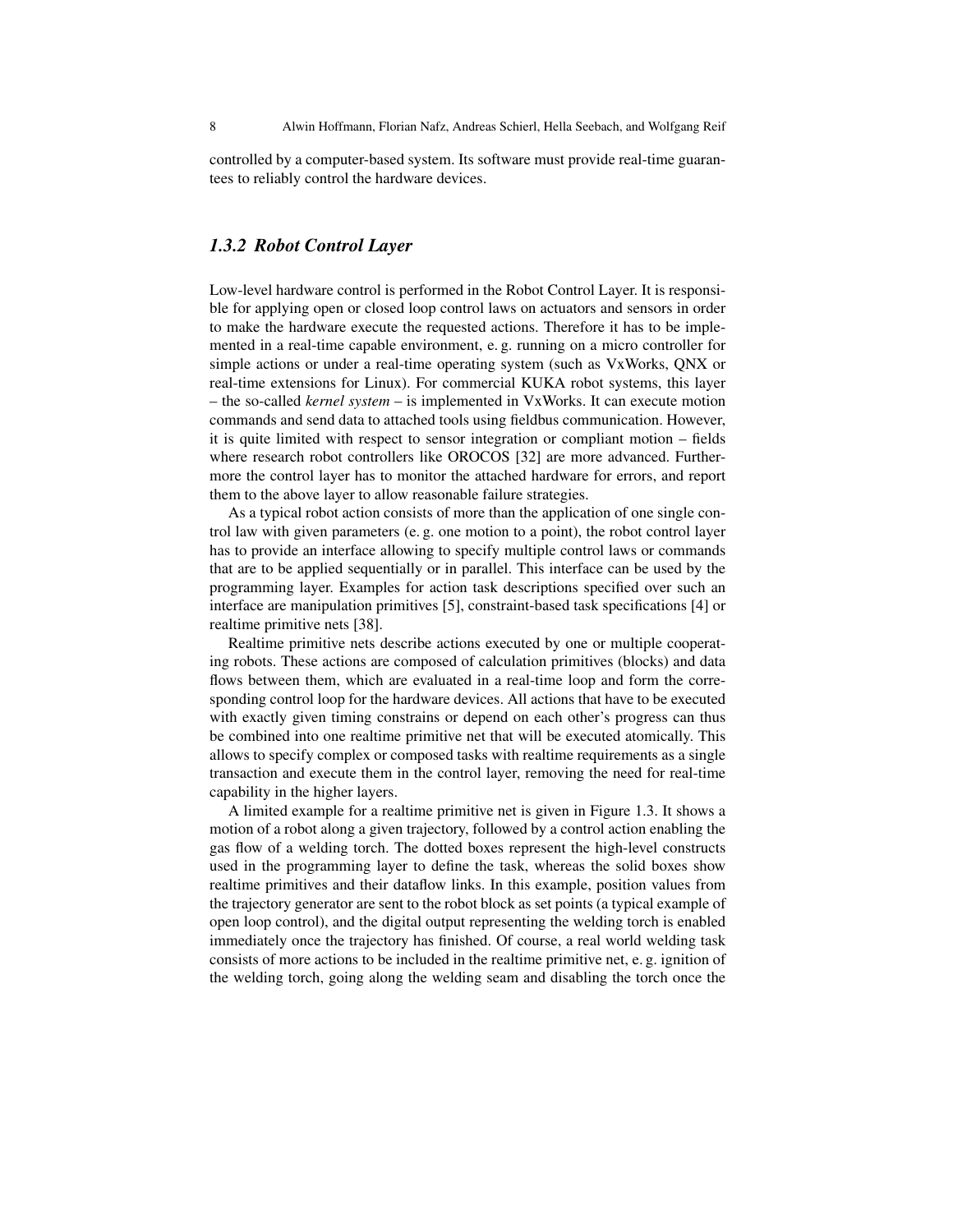controlled by a computer-based system. Its software must provide real-time guarantees to reliably control the hardware devices.

### 1.3.2 Robot Control Layer

Low-level hardware control is performed in the Robot Control Layer. It is responsible for applying open or closed loop control laws on actuators and sensors in order to make the hardware execute the requested actions. Therefore it has to be implemented in a real-time capable environment, e. g. running on a micro controller for simple actions or under a real-time operating system (such as VxWorks, QNX or real-time extensions for Linux). For commercial KUKA robot systems, this layer – the so-called *kernel system* – is implemented in VxWorks. It can execute motion commands and send data to attached tools using fieldbus communication. However, it is quite limited with respect to sensor integration or compliant motion – fields where research robot controllers like OROCOS [32] are more advanced. Furthermore the control layer has to monitor the attached hardware for errors, and report them to the above layer to allow reasonable failure strategies.

As a typical robot action consists of more than the application of one single control law with given parameters (e. g. one motion to a point), the robot control layer has to provide an interface allowing to specify multiple control laws or commands that are to be applied sequentially or in parallel. This interface can be used by the programming layer. Examples for action task descriptions specified over such an interface are manipulation primitives [5], constraint-based task specifications [4] or realtime primitive nets [38].

Realtime primitive nets describe actions executed by one or multiple cooperating robots. These actions are composed of calculation primitives (blocks) and data flows between them, which are evaluated in a real-time loop and form the corresponding control loop for the hardware devices. All actions that have to be executed with exactly given timing constrains or depend on each other's progress can thus be combined into one realtime primitive net that will be executed atomically. This allows to specify complex or composed tasks with realtime requirements as a single transaction and execute them in the control layer, removing the need for real-time capability in the higher layers.

A limited example for a realtime primitive net is given in Figure 1.3. It shows a motion of a robot along a given trajectory, followed by a control action enabling the gas flow of a welding torch. The dotted boxes represent the high-level constructs used in the programming layer to define the task, whereas the solid boxes show realtime primitives and their dataflow links. In this example, position values from the trajectory generator are sent to the robot block as set points (a typical example of open loop control), and the digital output representing the welding torch is enabled immediately once the trajectory has finished. Of course, a real world welding task consists of more actions to be included in the realtime primitive net, e. g. ignition of the welding torch, going along the welding seam and disabling the torch once the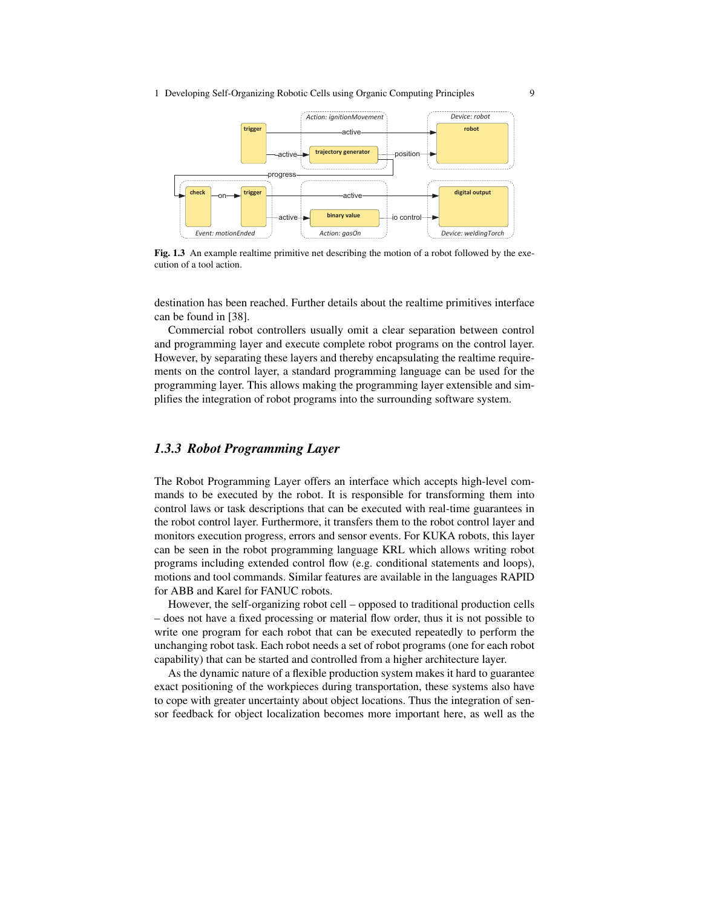Fig. 1.3 An example realtime primitive net describing the motion of a robot followed by the execution of a tool action.

destination has been reached. Further details about the realtime primitives interface can be found in [38].

Commercial robot controllers usually omit a clear separation between control and programming layer and execute complete robot programs on the control layer. However, by separating these layers and thereby encapsulating the realtime requirements on the control layer, a standard programming language can be used for the programming layer. This allows making the programming layer extensible and simplifies the integration of robot programs into the surrounding software system.

### *1.3.3 Robot Programming Layer*

The Robot Programming Layer offers an interface which accepts high-level commands to be executed by the robot. It is responsible for transforming them into control laws or task descriptions that can be executed with real-time guarantees in the robot control layer. Furthermore, it transfers them to the robot control layer and monitors execution progress, errors and sensor events. For KUKA robots, this layer can be seen in the robot programming language KRL which allows writing robot programs including extended control flow (e.g. conditional statements and loops), motions and tool commands. Similar features are available in the languages RAPID for ABB and Karel for FANUC robots.

However, the self-organizing robot cell – opposed to traditional production cells – does not have a fixed processing or material flow order, thus it is not possible to write one program for each robot that can be executed repeatedly to perform the unchanging robot task. Each robot needs a set of robot programs (one for each robot capability) that can be started and controlled from a higher architecture layer.

As the dynamic nature of a flexible production system makes it hard to guarantee exact positioning of the workpieces during transportation, these systems also have to cope with greater uncertainty about object locations. Thus the integration of sensor feedback for object localization becomes more important here, as well as the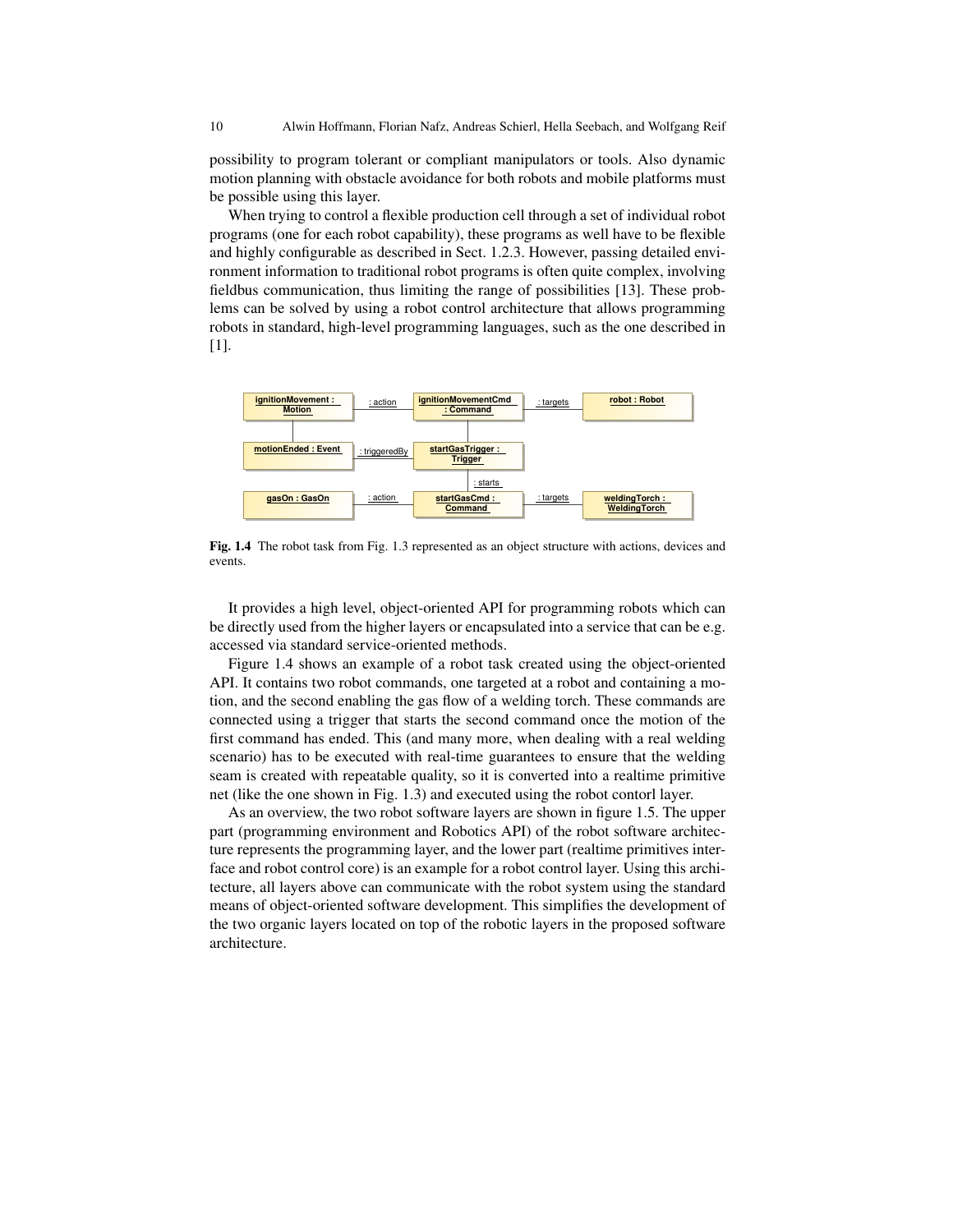possibility to program tolerant or compliant manipulators or tools. Also dynamic motion planning with obstacle avoidance for both robots and mobile platforms must be possible using this layer.

When trying to control a flexible production cell through a set of individual robot programs (one for each robot capability), these programs as well have to be flexible and highly configurable as described in Sect. 1.2.3. However, passing detailed environment information to traditional robot programs is often quite complex, involving fieldbus communication, thus limiting the range of possibilities [13]. These problems can be solved by using a robot control architecture that allows programming robots in standard, high-level programming languages, such as the one described in [1].

**Fig. 1.4** The robot task from Fig. 1.3 represented as an object structure with actions, devices and events.

It provides a high level, object-oriented API for programming robots which can be directly used from the higher layers or encapsulated into a service that can be e.g. accessed via standard service-oriented methods.

Figure 1.4 shows an example of a robot task created using the object-oriented API. It contains two robot commands, one targeted at a robot and containing a motion, and the second enabling the gas flow of a welding torch. These commands are connected using a trigger that starts the second command once the motion of the first command has ended. This (and many more, when dealing with a real welding scenario) has to be executed with real-time guarantees to ensure that the welding seam is created with repeatable quality, so it is converted into a realtime primitive net (like the one shown in Fig. 1.3) and executed using the robot contorl layer.

As an overview, the two robot software layers are shown in figure 1.5. The upper part (programming environment and Robotics API) of the robot software architecture represents the programming layer, and the lower part (realtime primitives interface and robot control core) is an example for a robot control layer. Using this architecture, all layers above can communicate with the robot system using the standard means of object-oriented software development. This simplifies the development of the two organic layers located on top of the robotic layers in the proposed software architecture.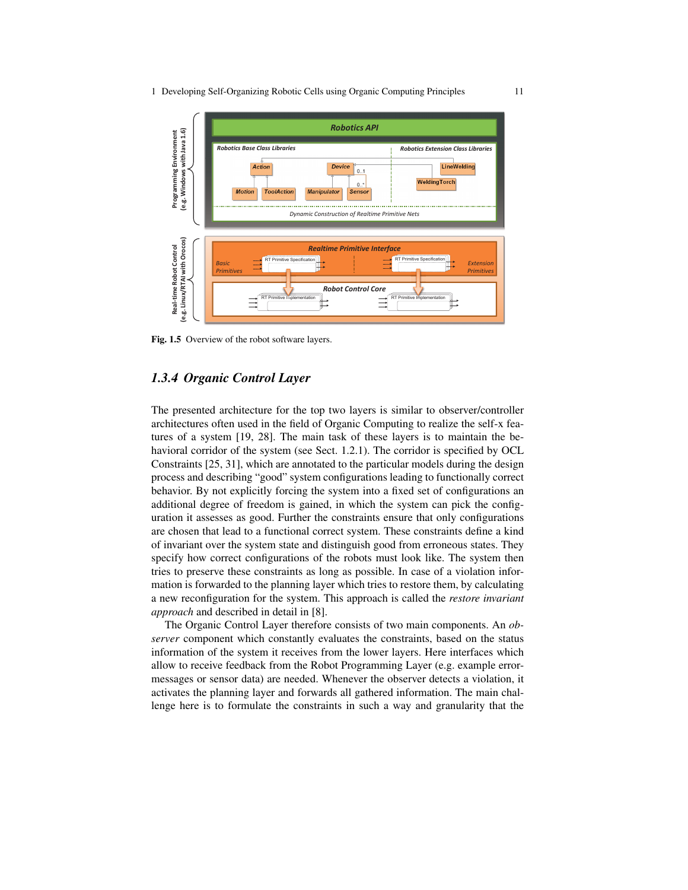Fig. 1.5 Overview of the robot software layers.

### 1.3.4 Organic Control Layer

The presented architecture for the top two layers is similar to observer/controller architectures often used in the field of Organic Computing to realize the self-x features of a system [19, 28]. The main task of these layers is to maintain the behavioral corridor of the system (see Sect. 1.2.1). The corridor is specified by OCL Constraints [25, 31], which are annotated to the particular models during the design process and describing "good" system configurations leading to functionally correct behavior. By not explicitly forcing the system into a fixed set of configurations an additional degree of freedom is gained, in which the system can pick the configuration it assesses as good. Further the constraints ensure that only configurations are chosen that lead to a functional correct system. These constraints define a kind of invariant over the system state and distinguish good from erroneous states. They specify how correct configurations of the robots must look like. The system then tries to preserve these constraints as long as possible. In case of a violation information is forwarded to the planning layer which tries to restore them, by calculating a new reconfiguration for the system. This approach is called the *restore invariant approach* and described in detail in [8].

The Organic Control Layer therefore consists of two main components. An *observer* component which constantly evaluates the constraints, based on the status information of the system it receives from the lower layers. Here interfaces which allow to receive feedback from the Robot Programming Layer (e.g. example error-messages or sensor data) are needed. Whenever the observer detects a violation, it activates the planning layer and forwards all gathered information. The main challenge here is to formulate the constraints in such a way and granularity that the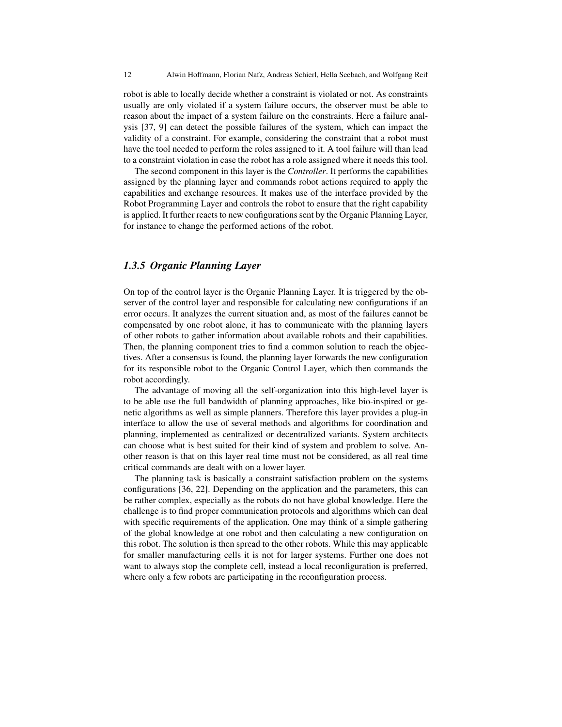robot is able to locally decide whether a constraint is violated or not. As constraints usually are only violated if a system failure occurs, the observer must be able to reason about the impact of a system failure on the constraints. Here a failure analysis [37, 9] can detect the possible failures of the system, which can impact the validity of a constraint. For example, considering the constraint that a robot must have the tool needed to perform the roles assigned to it. A tool failure will than lead to a constraint violation in case the robot has a role assigned where it needs this tool.

The second component in this layer is the *Controller*. It performs the capabilities assigned by the planning layer and commands robot actions required to apply the capabilities and exchange resources. It makes use of the interface provided by the Robot Programming Layer and controls the robot to ensure that the right capability is applied. It further reacts to new configurations sent by the Organic Planning Layer, for instance to change the performed actions of the robot.

### *1.3.5 Organic Planning Layer*

On top of the control layer is the Organic Planning Layer. It is triggered by the observer of the control layer and responsible for calculating new configurations if an error occurs. It analyzes the current situation and, as most of the failures cannot be compensated by one robot alone, it has to communicate with the planning layers of other robots to gather information about available robots and their capabilities. Then, the planning component tries to find a common solution to reach the objectives. After a consensus is found, the planning layer forwards the new configuration for its responsible robot to the Organic Control Layer, which then commands the robot accordingly.

The advantage of moving all the self-organization into this high-level layer is to be able use the full bandwidth of planning approaches, like bio-inspired or genetic algorithms as well as simple planners. Therefore this layer provides a plug-in interface to allow the use of several methods and algorithms for coordination and planning, implemented as centralized or decentralized variants. System architects can choose what is best suited for their kind of system and problem to solve. Another reason is that on this layer real time must not be considered, as all real time critical commands are dealt with on a lower layer.

The planning task is basically a constraint satisfaction problem on the systems configurations [36, 22]. Depending on the application and the parameters, this can be rather complex, especially as the robots do not have global knowledge. Here the challenge is to find proper communication protocols and algorithms which can deal with specific requirements of the application. One may think of a simple gathering of the global knowledge at one robot and then calculating a new configuration on this robot. The solution is then spread to the other robots. While this may applicable for smaller manufacturing cells it is not for larger systems. Further one does not want to always stop the complete cell, instead a local reconfiguration is preferred, where only a few robots are participating in the reconfiguration process.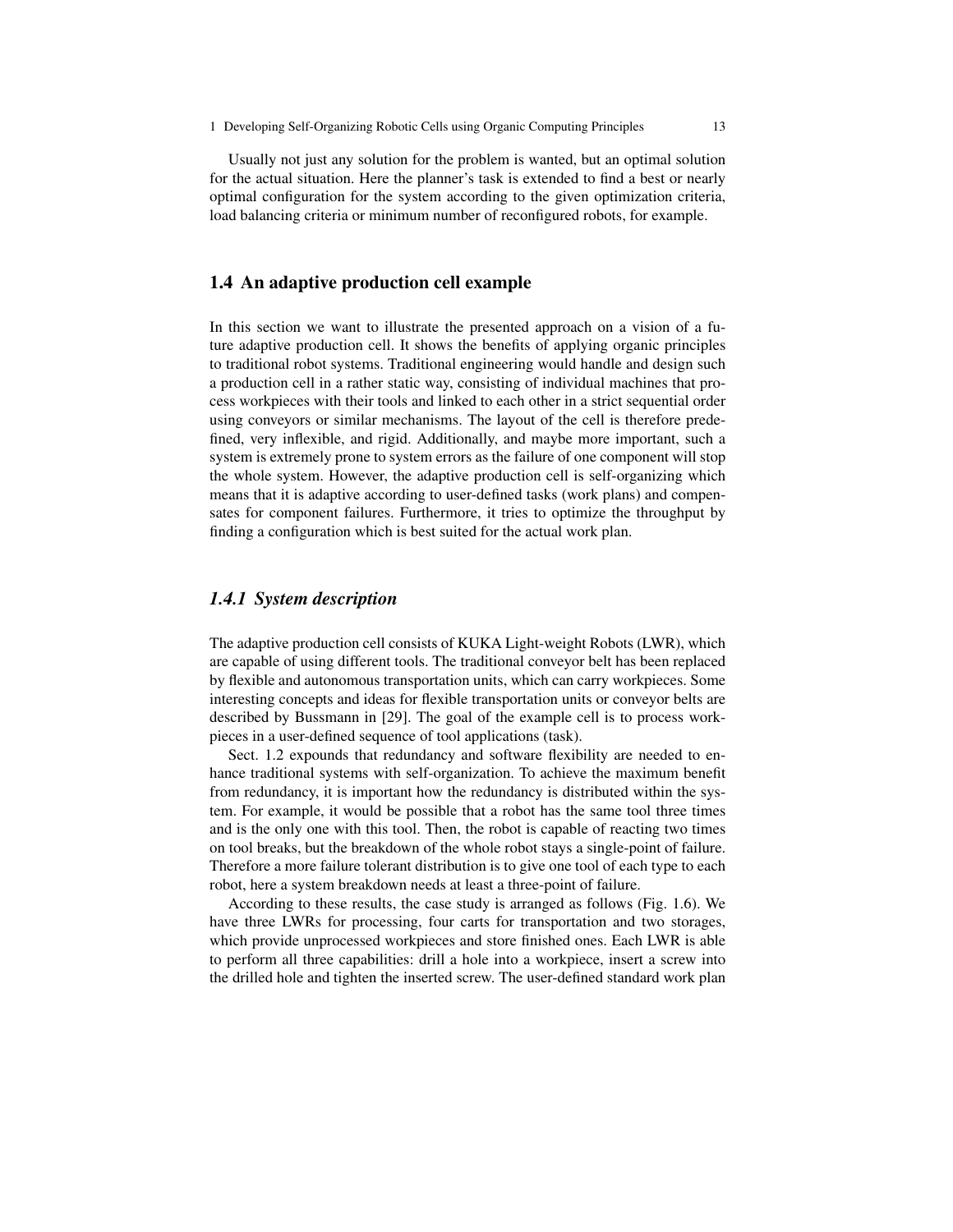Usually not just any solution for the problem is wanted, but an optimal solution for the actual situation. Here the planner's task is extended to find a best or nearly optimal configuration for the system according to the given optimization criteria, load balancing criteria or minimum number of reconfigured robots, for example.

## 1.4 An adaptive production cell example

In this section we want to illustrate the presented approach on a vision of a future adaptive production cell. It shows the benefits of applying organic principles to traditional robot systems. Traditional engineering would handle and design such a production cell in a rather static way, consisting of individual machines that process workpieces with their tools and linked to each other in a strict sequential order using conveyors or similar mechanisms. The layout of the cell is therefore predefined, very inflexible, and rigid. Additionally, and maybe more important, such a system is extremely prone to system errors as the failure of one component will stop the whole system. However, the adaptive production cell is self-organizing which means that it is adaptive according to user-defined tasks (work plans) and compensates for component failures. Furthermore, it tries to optimize the throughput by finding a configuration which is best suited for the actual work plan.

### *1.4.1 System description*

The adaptive production cell consists of KUKA Light-weight Robots (LWR), which are capable of using different tools. The traditional conveyor belt has been replaced by flexible and autonomous transportation units, which can carry workpieces. Some interesting concepts and ideas for flexible transportation units or conveyor belts are described by Bussmann in [29]. The goal of the example cell is to process workpieces in a user-defined sequence of tool applications (task).

Sect. 1.2 expounds that redundancy and software flexibility are needed to enhance traditional systems with self-organization. To achieve the maximum benefit from redundancy, it is important how the redundancy is distributed within the system. For example, it would be possible that a robot has the same tool three times and is the only one with this tool. Then, the robot is capable of reacting two times on tool breaks, but the breakdown of the whole robot stays a single-point of failure. Therefore a more failure tolerant distribution is to give one tool of each type to each robot, here a system breakdown needs at least a three-point of failure.

According to these results, the case study is arranged as follows (Fig. 1.6). We have three LWRs for processing, four carts for transportation and two storages, which provide unprocessed workpieces and store finished ones. Each LWR is able to perform all three capabilities: drill a hole into a workpiece, insert a screw into the drilled hole and tighten the inserted screw. The user-defined standard work plan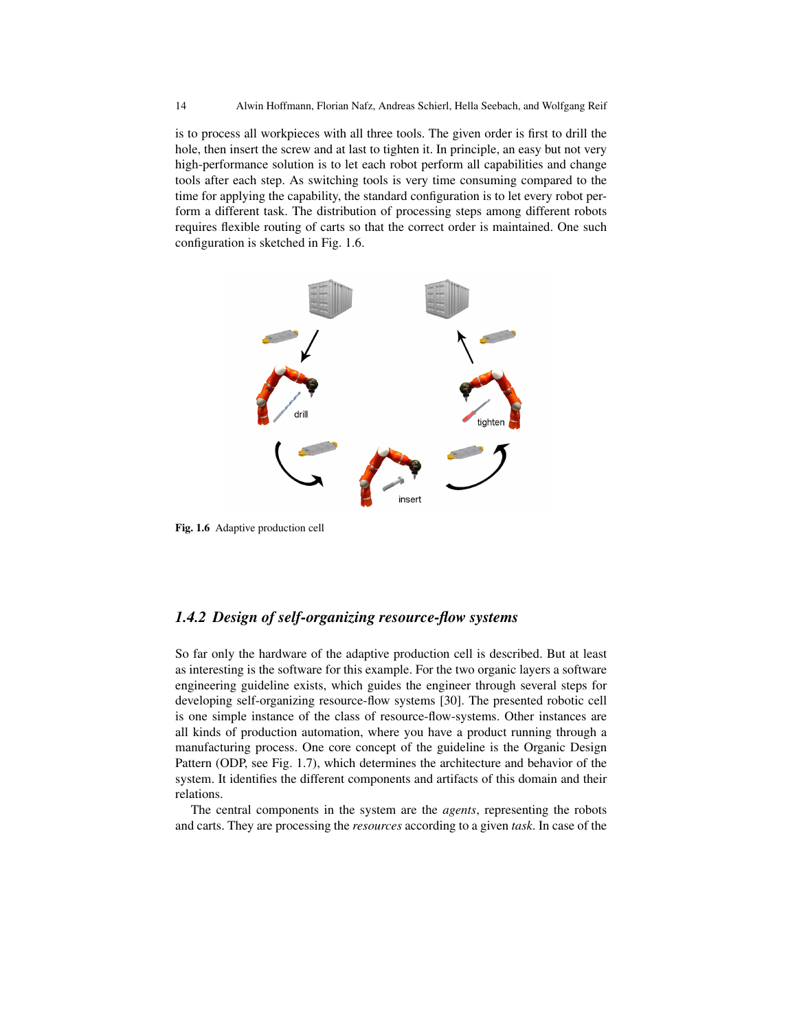is to process all workpieces with all three tools. The given order is first to drill the hole, then insert the screw and at last to tighten it. In principle, an easy but not very high-performance solution is to let each robot perform all capabilities and change tools after each step. As switching tools is very time consuming compared to the time for applying the capability, the standard configuration is to let every robot perform a different task. The distribution of processing steps among different robots requires flexible routing of carts so that the correct order is maintained. One such configuration is sketched in Fig. 1.6.

**Fig. 1.6** Adaptive production cell

### 1.4.2 Design of self-organizing resource-flow systems

So far only the hardware of the adaptive production cell is described. But at least as interesting is the software for this example. For the two organic layers a software engineering guideline exists, which guides the engineer through several steps for developing self-organizing resource-flow systems [30]. The presented robotic cell is one simple instance of the class of resource-flow-systems. Other instances are all kinds of production automation, where you have a product running through a manufacturing process. One core concept of the guideline is the Organic Design Pattern (ODP, see Fig. 1.7), which determines the architecture and behavior of the system. It identifies the different components and artifacts of this domain and their relations.

The central components in the system are the *agents*, representing the robots and carts. They are processing the *resources* according to a given *task*. In case of the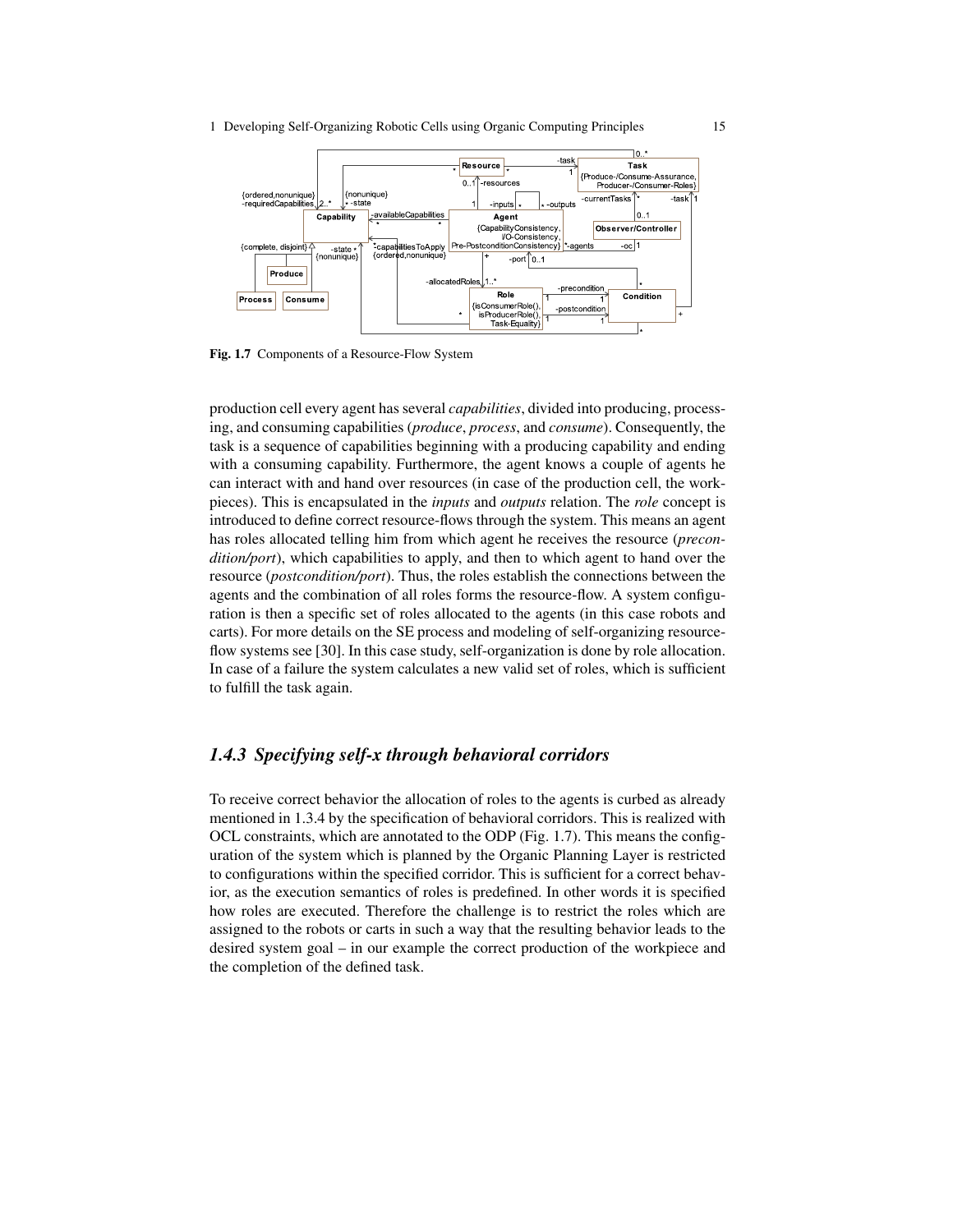Resource

Task

{Produce-/Consume-Assurance, Producer-/Consumer-Roles}

Capability

Agent

{CapabilityConsistency, I/O-Consistency, Pre-PostconditionConsistency}

Observer/Controller

Produce

Process

Consume

Role

{isConsumerRole(), isProducerRole(), Task-Equality}

Condition

-task

-resources

-inputs

-outputs

-currentTasks

-task

{ordered,nonunique} -requiredCapabilities

{nonunique} -state

-availableCapabilities

{complete, disjoint}

-state

{nonunique}

-capabilitiesToApply {ordered,nonunique}

-agents

-oc

-port

-allocatedRoles

-precondition

-postcondition

0..* 1 0..1 2..* 1..* 0..1 0..1 1 1 1 1 + * 

Fig. 1.7 Components of a Resource-Flow System

production cell every agent has several *capabilities*, divided into producing, processing, and consuming capabilities (*produce*, *process*, and *consume*). Consequently, the task is a sequence of capabilities beginning with a producing capability and ending with a consuming capability. Furthermore, the agent knows a couple of agents he can interact with and hand over resources (in case of the production cell, the workpieces). This is encapsulated in the *inputs* and *outputs* relation. The *role* concept is introduced to define correct resource-flows through the system. This means an agent has roles allocated telling him from which agent he receives the resource (*precondition/port*), which capabilities to apply, and then to which agent to hand over the resource (*postcondition/port*). Thus, the roles establish the connections between the agents and the combination of all roles forms the resource-flow. A system configuration is then a specific set of roles allocated to the agents (in this case robots and carts). For more details on the SE process and modeling of self-organizing resource-flow systems see [30]. In this case study, self-organization is done by role allocation. In case of a failure the system calculates a new valid set of roles, which is sufficient to fulfill the task again.

### *1.4.3 Specifying self-x through behavioral corridors*

To receive correct behavior the allocation of roles to the agents is curbed as already mentioned in 1.3.4 by the specification of behavioral corridors. This is realized with OCL constraints, which are annotated to the ODP (Fig. 1.7). This means the configuration of the system which is planned by the Organic Planning Layer is restricted to configurations within the specified corridor. This is sufficient for a correct behavior, as the execution semantics of roles is predefined. In other words it is specified how roles are executed. Therefore the challenge is to restrict the roles which are assigned to the robots or carts in such a way that the resulting behavior leads to the desired system goal – in our example the correct production of the workpiece and the completion of the defined task.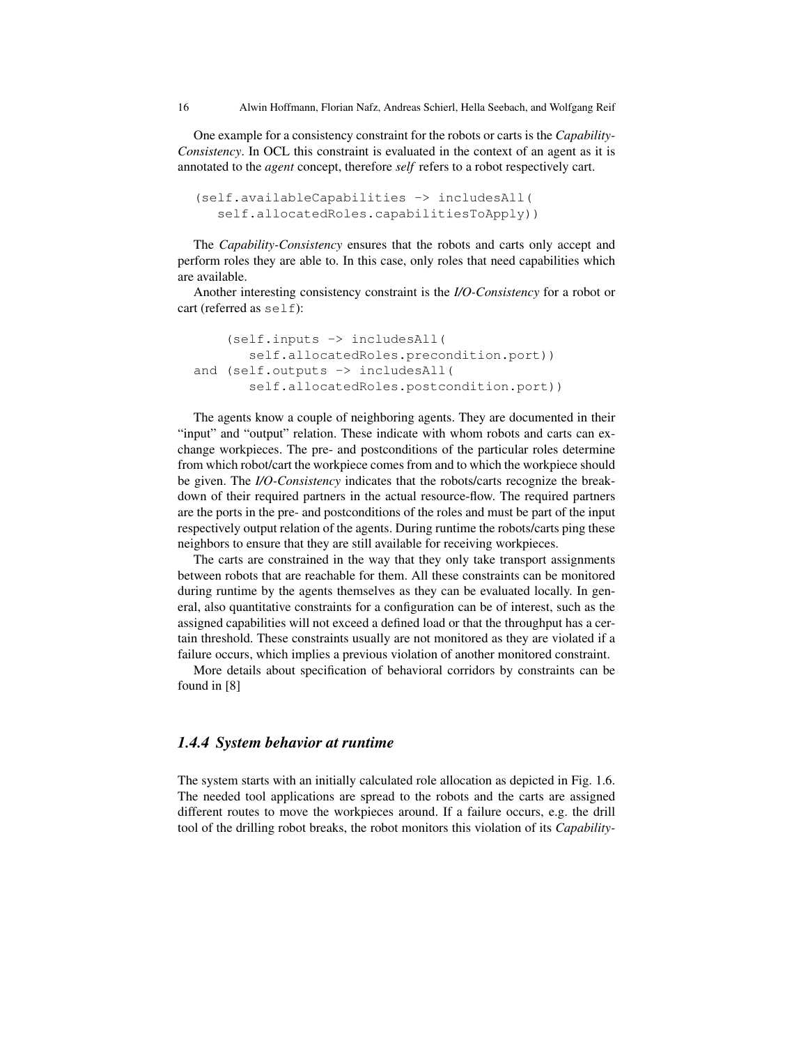One example for a consistency constraint for the robots or carts is the *Capability-Consistency*. In OCL this constraint is evaluated in the context of an agent as it is annotated to the *agent* concept, therefore *self* refers to a robot respectively cart.

```
(self.availableCapabilities -> includesAll(
   self.allocatedRoles.capabilitiesToApply))
```

The *Capability-Consistency* ensures that the robots and carts only accept and perform roles they are able to. In this case, only roles that need capabilities which are available.

Another interesting consistency constraint is the *I/O-Consistency* for a robot or cart (referred as `self`):

```
     (self.inputs -> includesAll(
        self.allocatedRoles.precondition.port))
and (self.outputs -> includesAll(
        self.allocatedRoles.postcondition.port))
```

The agents know a couple of neighboring agents. They are documented in their "input" and "output" relation. These indicate with whom robots and carts can exchange workpieces. The pre- and postconditions of the particular roles determine from which robot/cart the workpiece comes from and to which the workpiece should be given. The *I/O-Consistency* indicates that the robots/carts recognize the breakdown of their required partners in the actual resource-flow. The required partners are the ports in the pre- and postconditions of the roles and must be part of the input respectively output relation of the agents. During runtime the robots/carts ping these neighbors to ensure that they are still available for receiving workpieces.

The carts are constrained in the way that they only take transport assignments between robots that are reachable for them. All these constraints can be monitored during runtime by the agents themselves as they can be evaluated locally. In general, also quantitative constraints for a configuration can be of interest, such as the assigned capabilities will not exceed a defined load or that the throughput has a certain threshold. These constraints usually are not monitored as they are violated if a failure occurs, which implies a previous violation of another monitored constraint.

More details about specification of behavioral corridors by constraints can be found in [8]

### *1.4.4 System behavior at runtime*

The system starts with an initially calculated role allocation as depicted in Fig. 1.6. The needed tool applications are spread to the robots and the carts are assigned different routes to move the workpieces around. If a failure occurs, e.g. the drill tool of the drilling robot breaks, the robot monitors this violation of its *Capability-*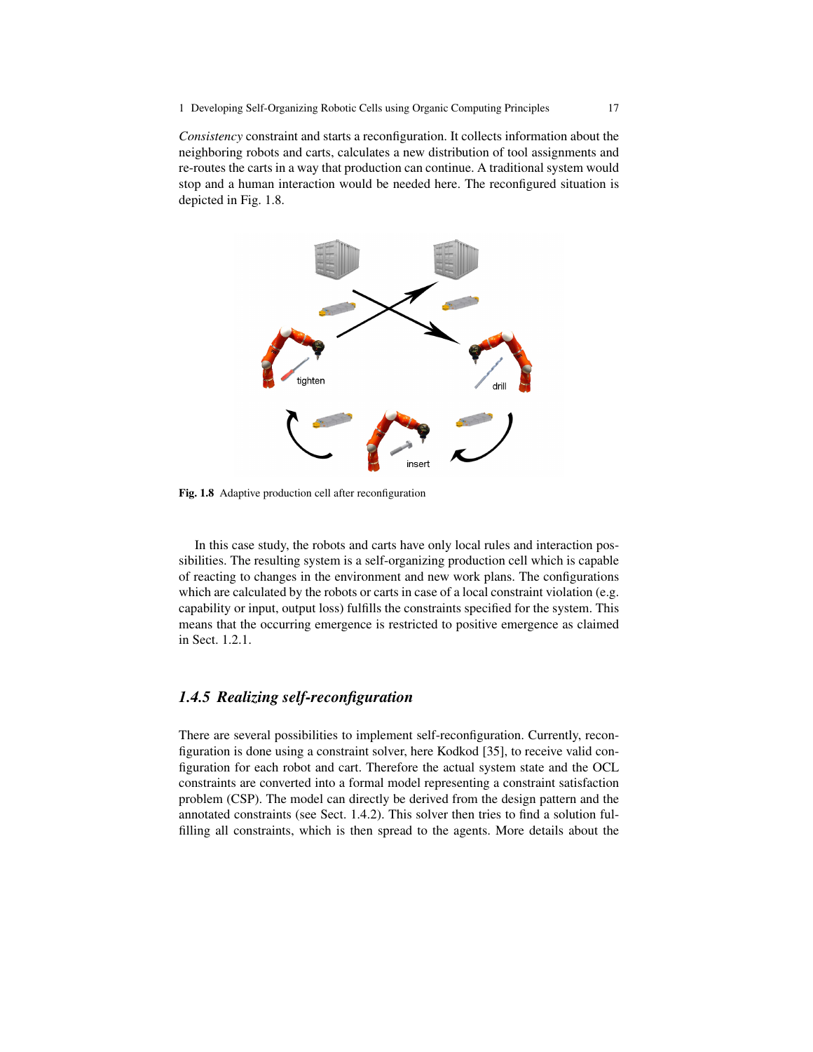*Consistency* constraint and starts a reconfiguration. It collects information about the neighboring robots and carts, calculates a new distribution of tool assignments and re-routes the carts in a way that production can continue. A traditional system would stop and a human interaction would be needed here. The reconfigured situation is depicted in Fig. 1.8.

**Fig. 1.8** Adaptive production cell after reconfiguration

In this case study, the robots and carts have only local rules and interaction possibilities. The resulting system is a self-organizing production cell which is capable of reacting to changes in the environment and new work plans. The configurations which are calculated by the robots or carts in case of a local constraint violation (e.g. capability or input, output loss) fulfills the constraints specified for the system. This means that the occurring emergence is restricted to positive emergence as claimed in Sect. 1.2.1.

### *1.4.5 Realizing self-reconfiguration*

There are several possibilities to implement self-reconfiguration. Currently, reconfiguration is done using a constraint solver, here Kodkod [35], to receive valid configuration for each robot and cart. Therefore the actual system state and the OCL constraints are converted into a formal model representing a constraint satisfaction problem (CSP). The model can directly be derived from the design pattern and the annotated constraints (see Sect. 1.4.2). This solver then tries to find a solution fulfilling all constraints, which is then spread to the agents. More details about the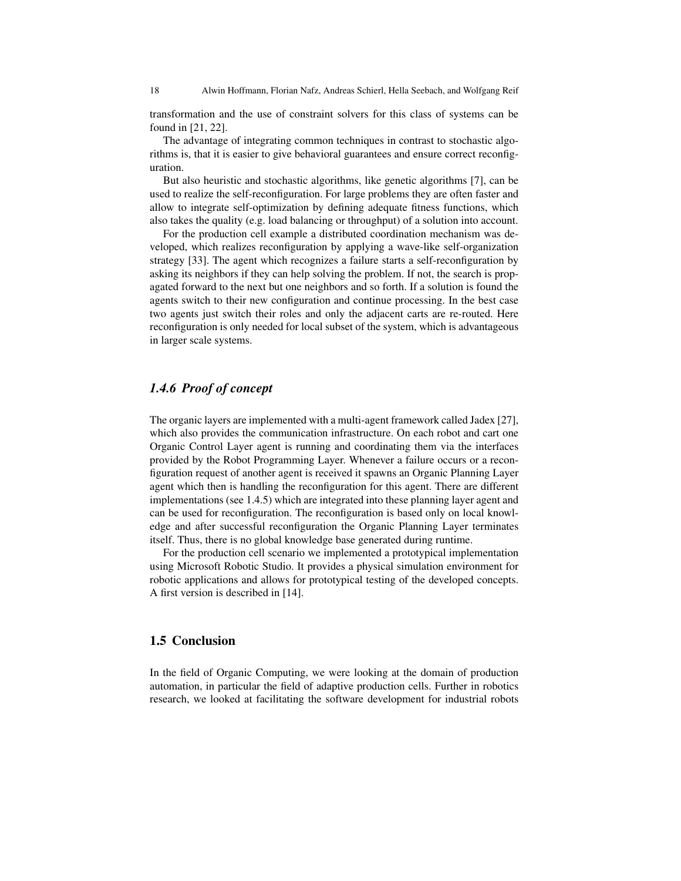transformation and the use of constraint solvers for this class of systems can be found in [21, 22].

The advantage of integrating common techniques in contrast to stochastic algorithms is, that it is easier to give behavioral guarantees and ensure correct reconfiguration.

But also heuristic and stochastic algorithms, like genetic algorithms [7], can be used to realize the self-reconfiguration. For large problems they are often faster and allow to integrate self-optimization by defining adequate fitness functions, which also takes the quality (e.g. load balancing or throughput) of a solution into account.

For the production cell example a distributed coordination mechanism was developed, which realizes reconfiguration by applying a wave-like self-organization strategy [33]. The agent which recognizes a failure starts a self-reconfiguration by asking its neighbors if they can help solving the problem. If not, the search is propagated forward to the next but one neighbors and so forth. If a solution is found the agents switch to their new configuration and continue processing. In the best case two agents just switch their roles and only the adjacent carts are re-routed. Here reconfiguration is only needed for local subset of the system, which is advantageous in larger scale systems.

### *1.4.6 Proof of concept*

The organic layers are implemented with a multi-agent framework called Jadex [27], which also provides the communication infrastructure. On each robot and cart one Organic Control Layer agent is running and coordinating them via the interfaces provided by the Robot Programming Layer. Whenever a failure occurs or a reconfiguration request of another agent is received it spawns an Organic Planning Layer agent which then is handling the reconfiguration for this agent. There are different implementations (see 1.4.5) which are integrated into these planning layer agent and can be used for reconfiguration. The reconfiguration is based only on local knowledge and after successful reconfiguration the Organic Planning Layer terminates itself. Thus, there is no global knowledge base generated during runtime.

For the production cell scenario we implemented a prototypical implementation using Microsoft Robotic Studio. It provides a physical simulation environment for robotic applications and allows for prototypical testing of the developed concepts. A first version is described in [14].

## 1.5 Conclusion

In the field of Organic Computing, we were looking at the domain of production automation, in particular the field of adaptive production cells. Further in robotics research, we looked at facilitating the software development for industrial robots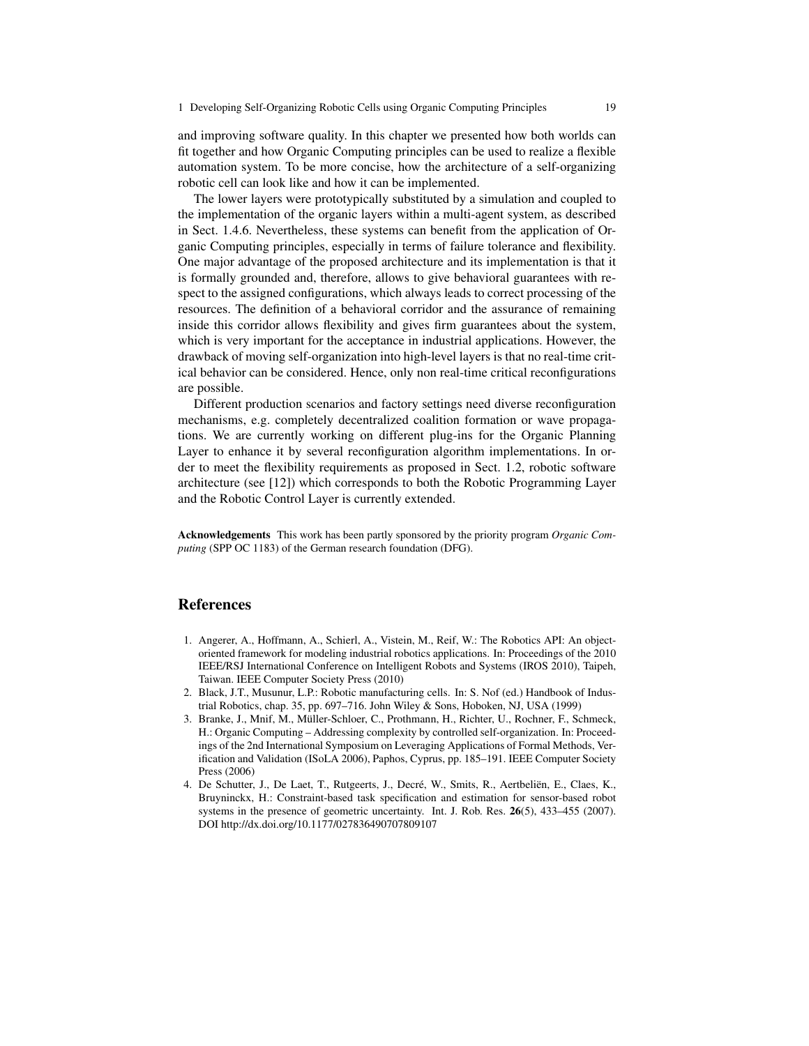and improving software quality. In this chapter we presented how both worlds can fit together and how Organic Computing principles can be used to realize a flexible automation system. To be more concise, how the architecture of a self-organizing robotic cell can look like and how it can be implemented.

The lower layers were prototypically substituted by a simulation and coupled to the implementation of the organic layers within a multi-agent system, as described in Sect. 1.4.6. Nevertheless, these systems can benefit from the application of Organic Computing principles, especially in terms of failure tolerance and flexibility. One major advantage of the proposed architecture and its implementation is that it is formally grounded and, therefore, allows to give behavioral guarantees with respect to the assigned configurations, which always leads to correct processing of the resources. The definition of a behavioral corridor and the assurance of remaining inside this corridor allows flexibility and gives firm guarantees about the system, which is very important for the acceptance in industrial applications. However, the drawback of moving self-organization into high-level layers is that no real-time critical behavior can be considered. Hence, only non real-time critical reconfigurations are possible.

Different production scenarios and factory settings need diverse reconfiguration mechanisms, e.g. completely decentralized coalition formation or wave propagations. We are currently working on different plug-ins for the Organic Planning Layer to enhance it by several reconfiguration algorithm implementations. In order to meet the flexibility requirements as proposed in Sect. 1.2, robotic software architecture (see [12]) which corresponds to both the Robotic Programming Layer and the Robotic Control Layer is currently extended.

**Acknowledgements** This work has been partly sponsored by the priority program *Organic Computing* (SPP OC 1183) of the German research foundation (DFG).

## References

1. Angerer, A., Hoffmann, A., Schierl, A., Vistein, M., Reif, W.: The Robotics API: An object-oriented framework for modeling industrial robotics applications. In: Proceedings of the 2010 IEEE/RSJ International Conference on Intelligent Robots and Systems (IROS 2010), Taipeh, Taiwan. IEEE Computer Society Press (2010)
2. Black, J.T., Musunur, L.P.: Robotic manufacturing cells. In: S. Nof (ed.) Handbook of Industrial Robotics, chap. 35, pp. 697–716. John Wiley & Sons, Hoboken, NJ, USA (1999)
3. Branke, J., Mnif, M., Müller-Schloer, C., Prothmann, H., Richter, U., Rochner, F., Schmeck, H.: Organic Computing – Addressing complexity by controlled self-organization. In: Proceedings of the 2nd International Symposium on Leveraging Applications of Formal Methods, Verification and Validation (ISoLA 2006), Paphos, Cyprus, pp. 185–191. IEEE Computer Society Press (2006)
4. De Schutter, J., De Laet, T., Rutgeerts, J., Decré, W., Smits, R., Aertbeliën, E., Claes, K., Bruyninckx, H.: Constraint-based task specification and estimation for sensor-based robot systems in the presence of geometric uncertainty. Int. J. Rob. Res. **26**(5), 433–455 (2007). DOI http://dx.doi.org/10.1177/027836490707809107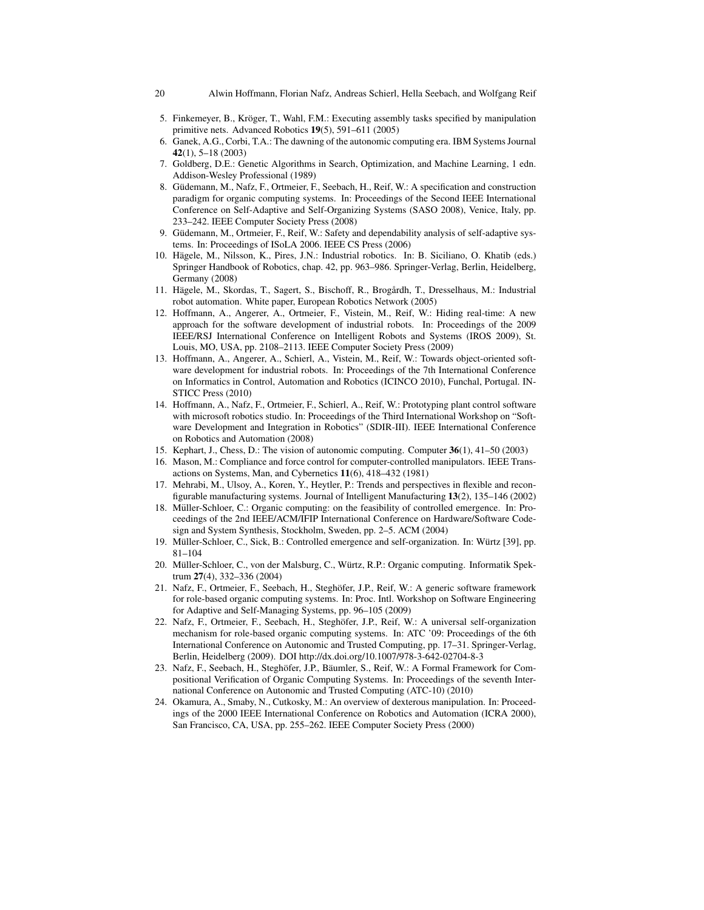5. Finkemeyer, B., Kröger, T., Wahl, F.M.: Executing assembly tasks specified by manipulation primitive nets. Advanced Robotics **19**(5), 591–611 (2005)
6. Ganek, A.G., Corbi, T.A.: The dawning of the autonomic computing era. IBM Systems Journal **42**(1), 5–18 (2003)
7. Goldberg, D.E.: Genetic Algorithms in Search, Optimization, and Machine Learning, 1 edn. Addison-Wesley Professional (1989)
8. Güdemann, M., Nafz, F., Ortmeier, F., Seebach, H., Reif, W.: A specification and construction paradigm for organic computing systems. In: Proceedings of the Second IEEE International Conference on Self-Adaptive and Self-Organizing Systems (SASO 2008), Venice, Italy, pp. 233–242. IEEE Computer Society Press (2008)
9. Güdemann, M., Ortmeier, F., Reif, W.: Safety and dependability analysis of self-adaptive systems. In: Proceedings of ISoLA 2006. IEEE CS Press (2006)
10. Hägele, M., Nilsson, K., Pires, J.N.: Industrial robotics. In: B. Siciliano, O. Khatib (eds.) Springer Handbook of Robotics, chap. 42, pp. 963–986. Springer-Verlag, Berlin, Heidelberg, Germany (2008)
11. Hägele, M., Skordas, T., Sagert, S., Bischoff, R., Brogårdh, T., Dresselhaus, M.: Industrial robot automation. White paper, European Robotics Network (2005)
12. Hoffmann, A., Angerer, A., Ortmeier, F., Vistein, M., Reif, W.: Hiding real-time: A new approach for the software development of industrial robots. In: Proceedings of the 2009 IEEE/RSJ International Conference on Intelligent Robots and Systems (IROS 2009), St. Louis, MO, USA, pp. 2108–2113. IEEE Computer Society Press (2009)
13. Hoffmann, A., Angerer, A., Schierl, A., Vistein, M., Reif, W.: Towards object-oriented software development for industrial robots. In: Proceedings of the 7th International Conference on Informatics in Control, Automation and Robotics (ICINCO 2010), Funchal, Portugal. INSTICC Press (2010)
14. Hoffmann, A., Nafz, F., Ortmeier, F., Schierl, A., Reif, W.: Prototyping plant control software with microsoft robotics studio. In: Proceedings of the Third International Workshop on "Software Development and Integration in Robotics" (SDIR-III). IEEE International Conference on Robotics and Automation (2008)
15. Kephart, J., Chess, D.: The vision of autonomic computing. Computer **36**(1), 41–50 (2003)
16. Mason, M.: Compliance and force control for computer-controlled manipulators. IEEE Transactions on Systems, Man, and Cybernetics **11**(6), 418–432 (1981)
17. Mehrabi, M., Ulsoy, A., Koren, Y., Heytler, P.: Trends and perspectives in flexible and reconfigurable manufacturing systems. Journal of Intelligent Manufacturing **13**(2), 135–146 (2002)
18. Müller-Schloer, C.: Organic computing: on the feasibility of controlled emergence. In: Proceedings of the 2nd IEEE/ACM/IFIP International Conference on Hardware/Software Codesign and System Synthesis, Stockholm, Sweden, pp. 2–5. ACM (2004)
19. Müller-Schloer, C., Sick, B.: Controlled emergence and self-organization. In: Würtz [39], pp. 81–104
20. Müller-Schloer, C., von der Malsburg, C., Würtz, R.P.: Organic computing. Informatik Spektrum **27**(4), 332–336 (2004)
21. Nafz, F., Ortmeier, F., Seebach, H., Steghöfer, J.P., Reif, W.: A generic software framework for role-based organic computing systems. In: Proc. Intl. Workshop on Software Engineering for Adaptive and Self-Managing Systems, pp. 96–105 (2009)
22. Nafz, F., Ortmeier, F., Seebach, H., Steghöfer, J.P., Reif, W.: A universal self-organization mechanism for role-based organic computing systems. In: ATC '09: Proceedings of the 6th International Conference on Autonomic and Trusted Computing, pp. 17–31. Springer-Verlag, Berlin, Heidelberg (2009). DOI http://dx.doi.org/10.1007/978-3-642-02704-8-3
23. Nafz, F., Seebach, H., Steghöfer, J.P., Bäumler, S., Reif, W.: A Formal Framework for Compositional Verification of Organic Computing Systems. In: Proceedings of the seventh International Conference on Autonomic and Trusted Computing (ATC-10) (2010)
24. Okamura, A., Smaby, N., Cutkosky, M.: An overview of dexterous manipulation. In: Proceedings of the 2000 IEEE International Conference on Robotics and Automation (ICRA 2000), San Francisco, CA, USA, pp. 255–262. IEEE Computer Society Press (2000)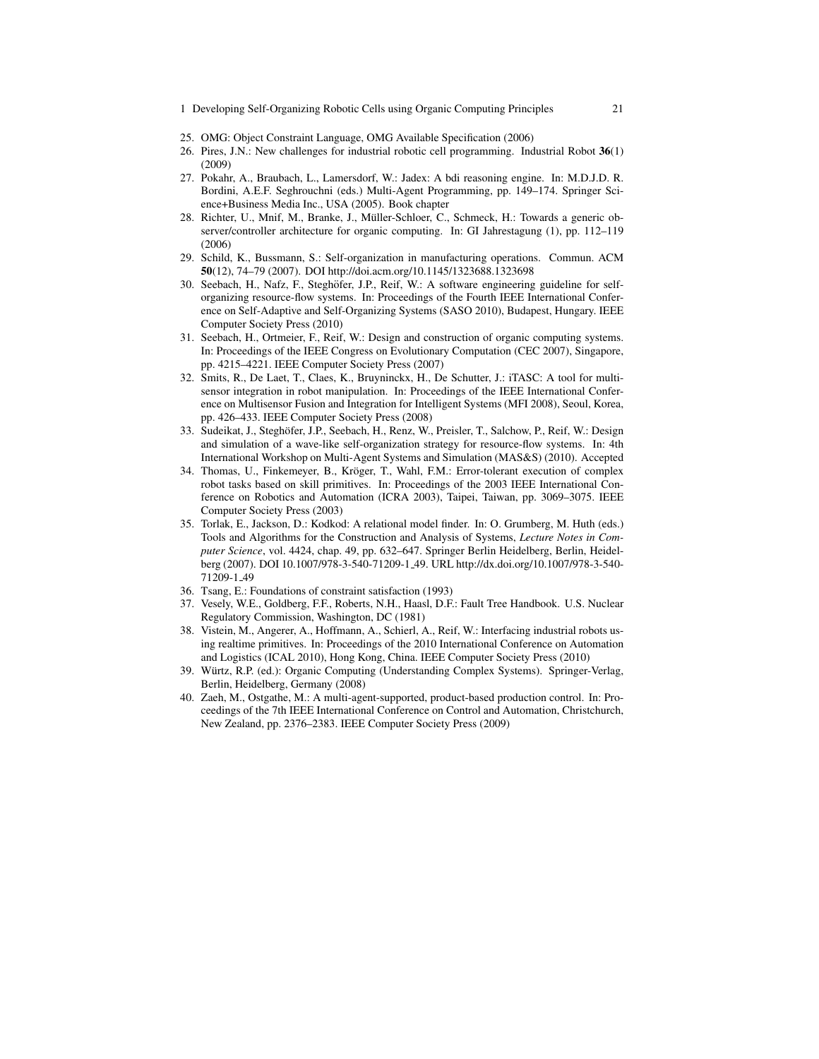25. OMG: Object Constraint Language, OMG Available Specification (2006)
26. Pires, J.N.: New challenges for industrial robotic cell programming. Industrial Robot **36**(1) (2009)
27. Pokahr, A., Braubach, L., Lamersdorf, W.: Jadex: A bdi reasoning engine. In: M.D.J.D. R. Bordini, A.E.F. Seghrouchni (eds.) Multi-Agent Programming, pp. 149–174. Springer Science+Business Media Inc., USA (2005). Book chapter
28. Richter, U., Mnif, M., Branke, J., Müller-Schloer, C., Schmeck, H.: Towards a generic observer/controller architecture for organic computing. In: GI Jahrestagung (1), pp. 112–119 (2006)
29. Schild, K., Bussmann, S.: Self-organization in manufacturing operations. Commun. ACM **50**(12), 74–79 (2007). DOI http://doi.acm.org/10.1145/1323688.1323698
30. Seebach, H., Nafz, F., Steghöfer, J.P., Reif, W.: A software engineering guideline for self-organizing resource-flow systems. In: Proceedings of the Fourth IEEE International Conference on Self-Adaptive and Self-Organizing Systems (SASO 2010), Budapest, Hungary. IEEE Computer Society Press (2010)
31. Seebach, H., Ortmeier, F., Reif, W.: Design and construction of organic computing systems. In: Proceedings of the IEEE Congress on Evolutionary Computation (CEC 2007), Singapore, pp. 4215–4221. IEEE Computer Society Press (2007)
32. Smits, R., De Laet, T., Claes, K., Bruyninckx, H., De Schutter, J.: iTASC: A tool for multi-sensor integration in robot manipulation. In: Proceedings of the IEEE International Conference on Multisensor Fusion and Integration for Intelligent Systems (MFI 2008), Seoul, Korea, pp. 426–433. IEEE Computer Society Press (2008)
33. Sudeikat, J., Steghöfer, J.P., Seebach, H., Renz, W., Preisler, T., Salchow, P., Reif, W.: Design and simulation of a wave-like self-organization strategy for resource-flow systems. In: 4th International Workshop on Multi-Agent Systems and Simulation (MAS&S) (2010). Accepted
34. Thomas, U., Finkemeyer, B., Kröger, T., Wahl, F.M.: Error-tolerant execution of complex robot tasks based on skill primitives. In: Proceedings of the 2003 IEEE International Conference on Robotics and Automation (ICRA 2003), Taipei, Taiwan, pp. 3069–3075. IEEE Computer Society Press (2003)
35. Torlak, E., Jackson, D.: Kodkod: A relational model finder. In: O. Grumberg, M. Huth (eds.) Tools and Algorithms for the Construction and Analysis of Systems, *Lecture Notes in Computer Science*, vol. 4424, chap. 49, pp. 632–647. Springer Berlin Heidelberg, Berlin, Heidelberg (2007). DOI 10.1007/978-3-540-71209-1_49. URL http://dx.doi.org/10.1007/978-3-540-71209-1_49
36. Tsang, E.: Foundations of constraint satisfaction (1993)
37. Vesely, W.E., Goldberg, F.F., Roberts, N.H., Haasl, D.F.: Fault Tree Handbook. U.S. Nuclear Regulatory Commission, Washington, DC (1981)
38. Vistein, M., Angerer, A., Hoffmann, A., Schierl, A., Reif, W.: Interfacing industrial robots using realtime primitives. In: Proceedings of the 2010 International Conference on Automation and Logistics (ICAL 2010), Hong Kong, China. IEEE Computer Society Press (2010)
39. Würtz, R.P. (ed.): Organic Computing (Understanding Complex Systems). Springer-Verlag, Berlin, Heidelberg, Germany (2008)
40. Zaeh, M., Ostgathe, M.: A multi-agent-supported, product-based production control. In: Proceedings of the 7th IEEE International Conference on Control and Automation, Christchurch, New Zealand, pp. 2376–2383. IEEE Computer Society Press (2009)